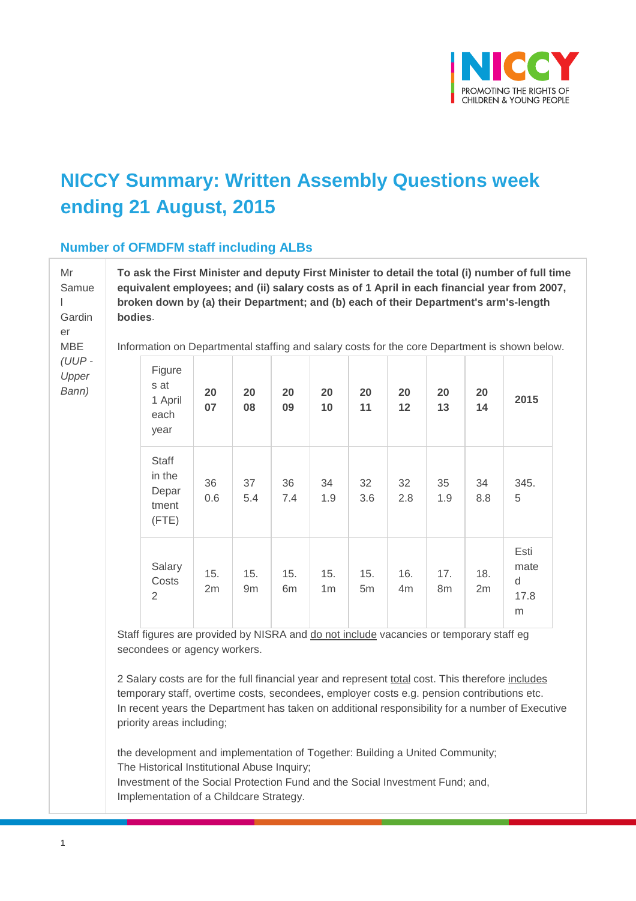# NICCY Summary: Written Assembly Questions week ending 21 August, 2015

## Number of OFMDFM staff including ALBs

Mr Samuel Gardiner MBE *(UUP - Upper Bann)*

**To ask the First Minister and deputy First Minister to detail the total (i) number of full time equivalent employees; and (ii) salary costs as of 1 April in each financial year from 2007, broken down by (a) their Department; and (b) each of their Department's arm's-length bodies.**

Information on Departmental staffing and salary costs for the core Department is shown below.

| Figures at 1 April each year | **2007** | **2008** | **2009** | **2010** | **2011** | **2012** | **2013** | **2014** | **2015** |
|---|---|---|---|---|---|---|---|---|---|
| Staff in the Department (FTE) | 360.6 | 375.4 | 367.4 | 341.9 | 323.6 | 322.8 | 351.9 | 348.8 | 345.5 |
| Salary Costs 2 | 15.2m | 15.9m | 15.6m | 15.1m | 15.5m | 16.4m | 17.8m | 18.2m | Estimated 17.8m |

Staff figures are provided by NISRA and do not include vacancies or temporary staff eg secondees or agency workers.

2 Salary costs are for the full financial year and represent total cost. This therefore includes temporary staff, overtime costs, secondees, employer costs e.g. pension contributions etc.
In recent years the Department has taken on additional responsibility for a number of Executive priority areas including;

the development and implementation of Together: Building a United Community;
The Historical Institutional Abuse Inquiry;
Investment of the Social Protection Fund and the Social Investment Fund; and,
Implementation of a Childcare Strategy.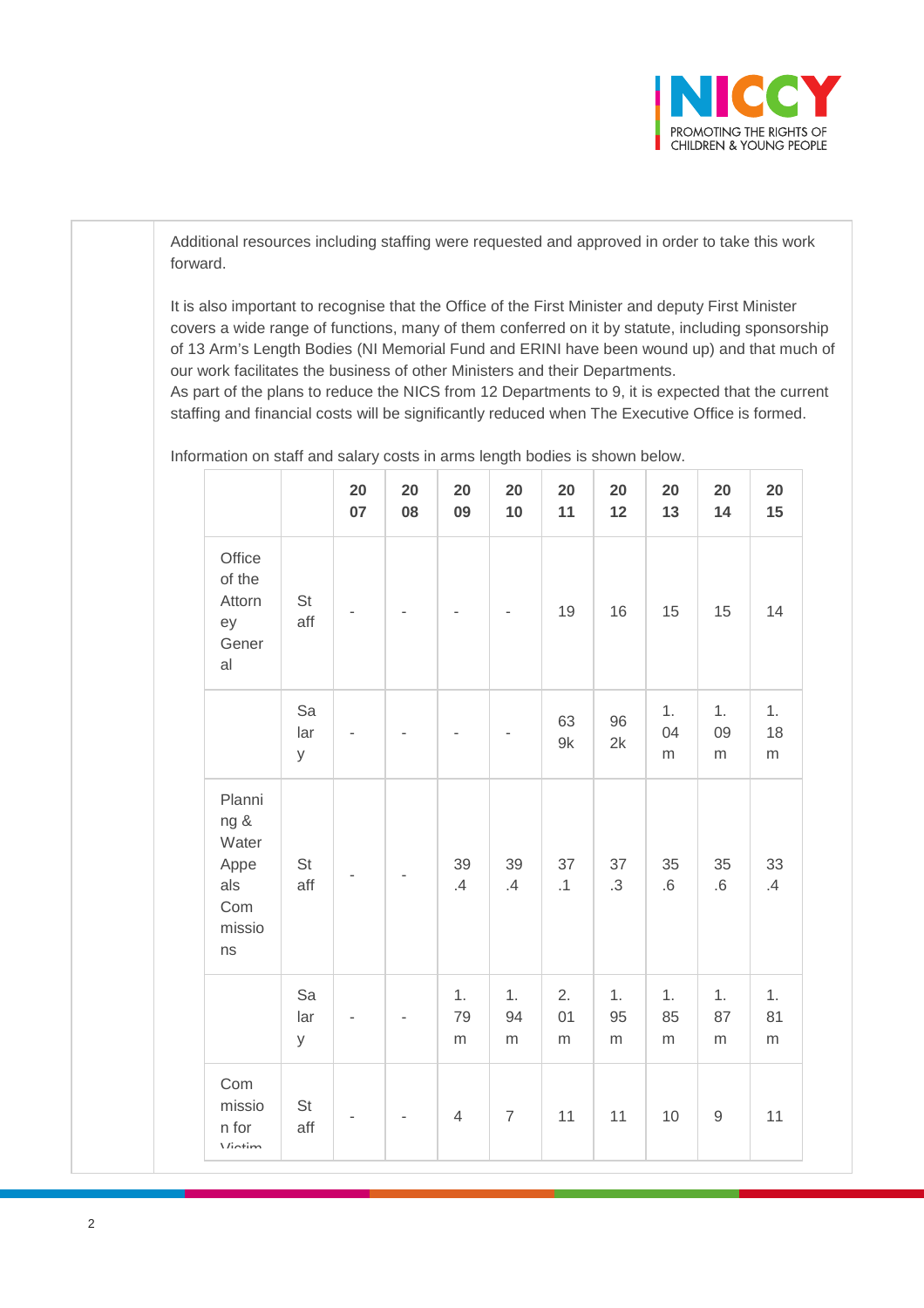Additional resources including staffing were requested and approved in order to take this work forward.

It is also important to recognise that the Office of the First Minister and deputy First Minister covers a wide range of functions, many of them conferred on it by statute, including sponsorship of 13 Arm's Length Bodies (NI Memorial Fund and ERINI have been wound up) and that much of our work facilitates the business of other Ministers and their Departments.
As part of the plans to reduce the NICS from 12 Departments to 9, it is expected that the current staffing and financial costs will be significantly reduced when The Executive Office is formed.

Information on staff and salary costs in arms length bodies is shown below.

| | | 2007 | 2008 | 2009 | 2010 | 2011 | 2012 | 2013 | 2014 | 2015 |
|---|---|---|---|---|---|---|---|---|---|---|
| Office of the Attorney General | Staff | - | - | - | - | 19 | 16 | 15 | 15 | 14 |
| | Salary | - | - | - | - | 639k | 962k | 1.04m | 1.09m | 1.18m |
| Planning & Water Appeals Commissions | Staff | - | - | 39.4 | 39.4 | 37.1 | 37.3 | 35.6 | 35.6 | 33.4 |
| | Salary | - | - | 1.79m | 1.94m | 2.01m | 1.95m | 1.85m | 1.87m | 1.81m |
| Commission for Victim | Staff | - | - | 4 | 7 | 11 | 11 | 10 | 9 | 11 |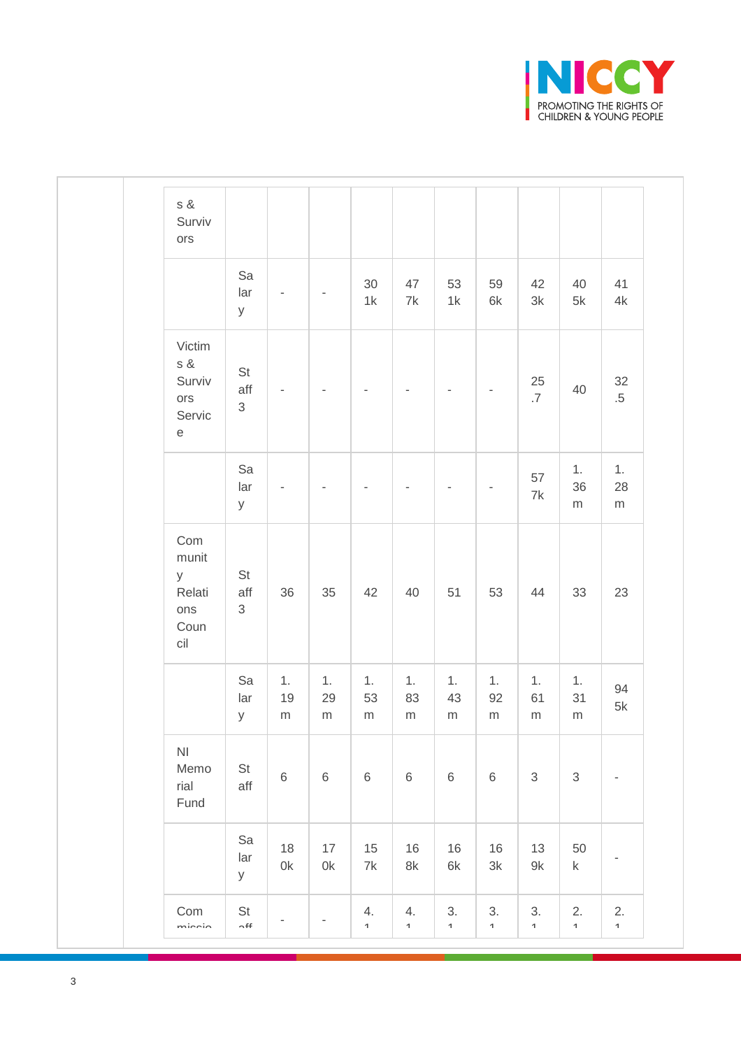| | | | | | | | | | | |
|---|---|---|---|---|---|---|---|---|---|---|
| s & Survivors | | | | | | | | | | |
| | Salary | - | - | 301k | 477k | 531k | 596k | 423k | 405k | 414k |
| Victims & Survivors Service | Staff 3 | - | - | - | - | - | - | 25.7 | 40 | 32.5 |
| | Salary | - | - | - | - | - | - | 577k | 1.36m | 1.28m |
| Community Relations Council | Staff 3 | 36 | 35 | 42 | 40 | 51 | 53 | 44 | 33 | 23 |
| | Salary | 1.19m | 1.29m | 1.53m | 1.83m | 1.43m | 1.92m | 1.61m | 1.31m | 945k |
| NI Memorial Fund | Staff | 6 | 6 | 6 | 6 | 6 | 6 | 3 | 3 | - |
| | Salary | 180k | 170k | 157k | 168k | 166k | 163k | 139k | 50k | - |
| Commissio | Staff | - | - | 4.1 | 4.1 | 3.1 | 3.1 | 3.1 | 2.1 | 2.1 |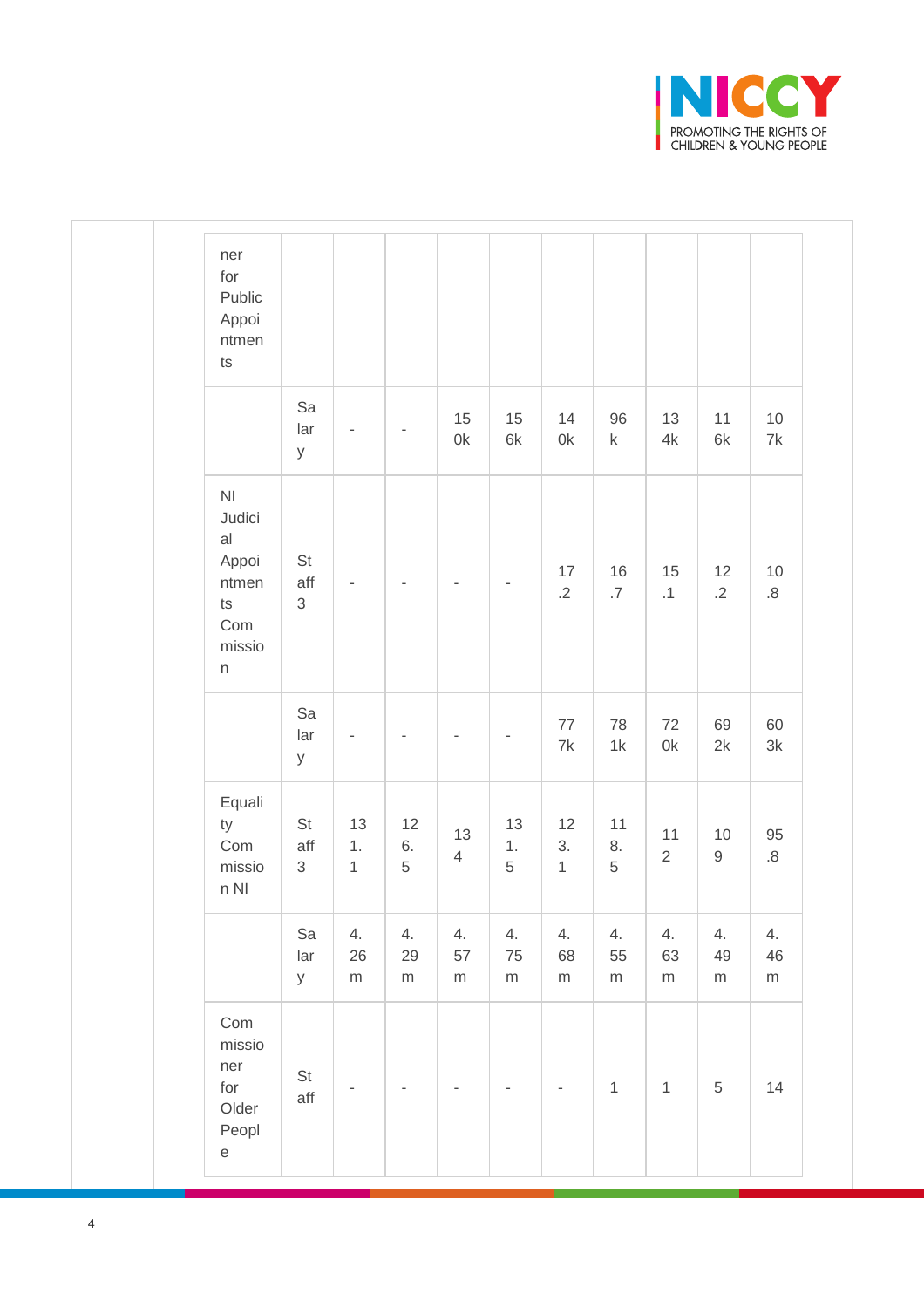| | | | | | | | | | | |
|---|---|---|---|---|---|---|---|---|---|---|
| ner for Public Appointments | | | | | | | | | | |
| | Salary | - | - | 150k | 156k | 140k | 96k | 134k | 116k | 107k |
| NI Judicial Appointments Commission | Staff 3 | - | - | - | - | 17.2 | 16.7 | 15.1 | 12.2 | 10.8 |
| | Salary | - | - | - | - | 777k | 781k | 720k | 692k | 603k |
| Equality Commission NI | Staff 3 | 131.1 | 126.5 | 134 | 131.5 | 123.1 | 118.5 | 112 | 109 | 95.8 |
| | Salary | 4.26m | 4.29m | 4.57m | 4.75m | 4.68m | 4.55m | 4.63m | 4.49m | 4.46m |
| Commissioner for Older People | Staff | - | - | - | - | - | 1 | 1 | 5 | 14 |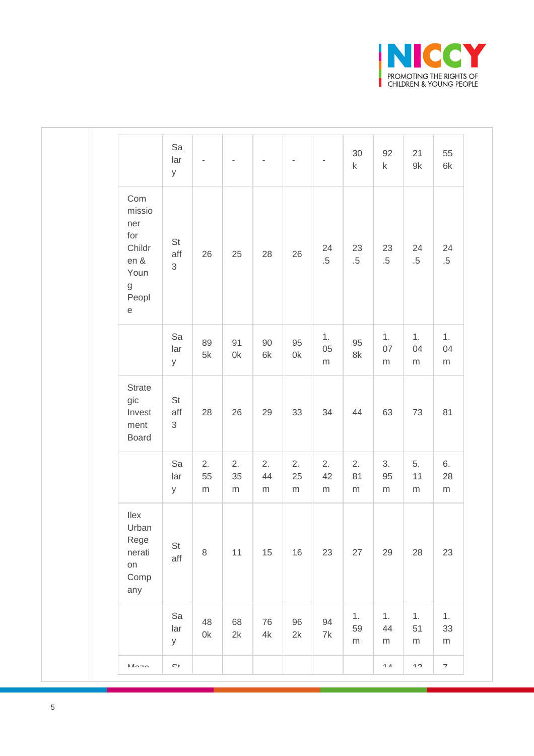| | | | | | | | | | | |
|---|---|---|---|---|---|---|---|---|---|---|
| | Salary | - | - | - | - | - | 30k | 92k | 219k | 556k |
| Commissioner for Children & Young People | Staff 3 | 26 | 25 | 28 | 26 | 24.5 | 23.5 | 23.5 | 24.5 | 24.5 |
| | Salary | 895k | 910k | 906k | 950k | 1.05m | 958k | 1.07m | 1.04m | 1.04m |
| Strategic Investment Board | Staff 3 | 28 | 26 | 29 | 33 | 34 | 44 | 63 | 73 | 81 |
| | Salary | 2.55m | 2.35m | 2.44m | 2.25m | 2.42m | 2.81m | 3.95m | 5.11m | 6.28m |
| Ilex Urban Regeneration Company | Staff | 8 | 11 | 15 | 16 | 23 | 27 | 29 | 28 | 23 |
| | Salary | 480k | 682k | 764k | 962k | 947k | 1.59m | 1.44m | 1.51m | 1.33m |
| Maze | St | | | | | | | 14 | 13 | 7 |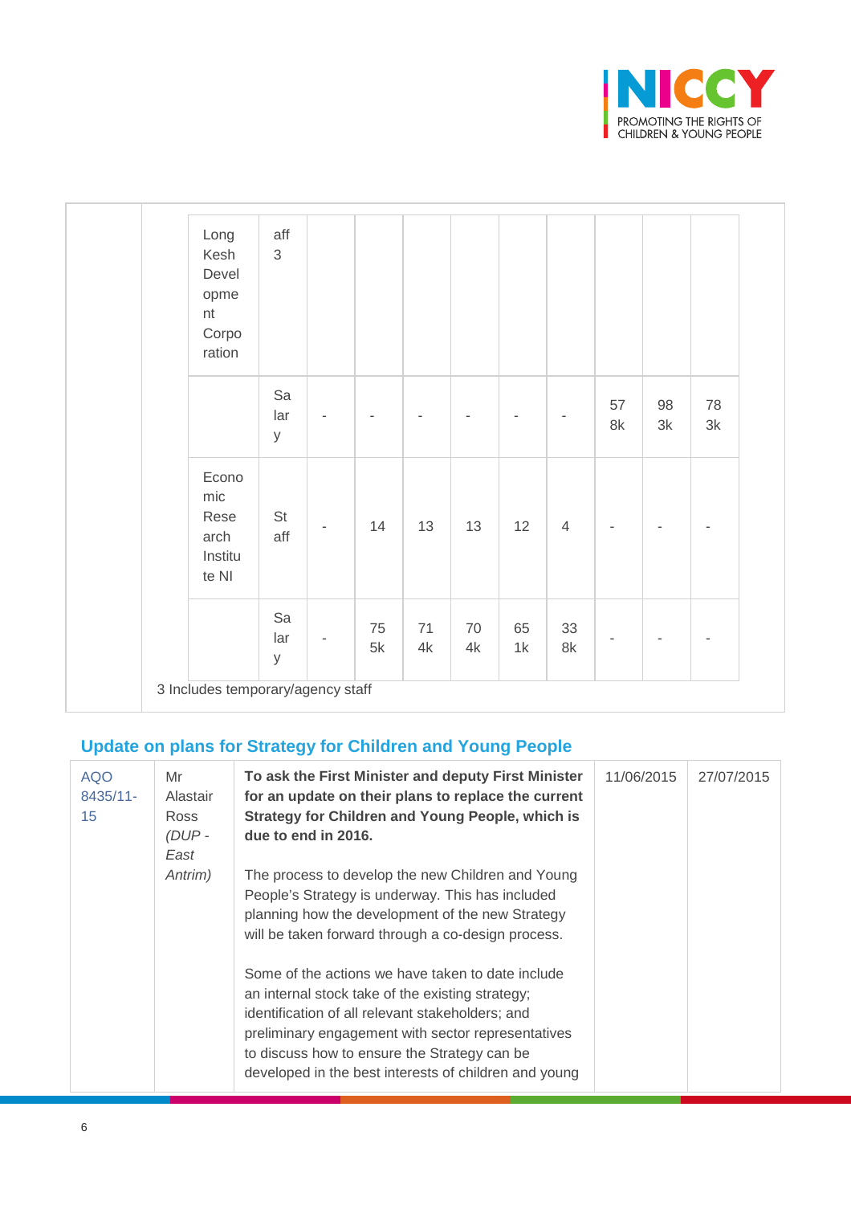| | | | | | | | | | | |
|---|---|---|---|---|---|---|---|---|---|---|
| Long Kesh Development Corporation | Staff 3 | | | | | | | | | |
| | Salary | - | - | - | - | - | - | 578k | 983k | 783k |
| Economic Research Institute NI | Staff | - | 14 | 13 | 13 | 12 | 4 | - | - | - |
| | Salary | - | 755k | 714k | 704k | 651k | 338k | - | - | - |

3 Includes temporary/agency staff

## Update on plans for Strategy for Children and Young People

| | | | | |
|---|---|---|---|---|
| AQO 8435/11-15 | Mr Alastair Ross *(DUP - East Antrim)* | **To ask the First Minister and deputy First Minister for an update on their plans to replace the current Strategy for Children and Young People, which is due to end in 2016.**<br><br>The process to develop the new Children and Young People's Strategy is underway. This has included planning how the development of the new Strategy will be taken forward through a co-design process.<br><br>Some of the actions we have taken to date include an internal stock take of the existing strategy; identification of all relevant stakeholders; and preliminary engagement with sector representatives to discuss how to ensure the Strategy can be developed in the best interests of children and young | 11/06/2015 | 27/07/2015 |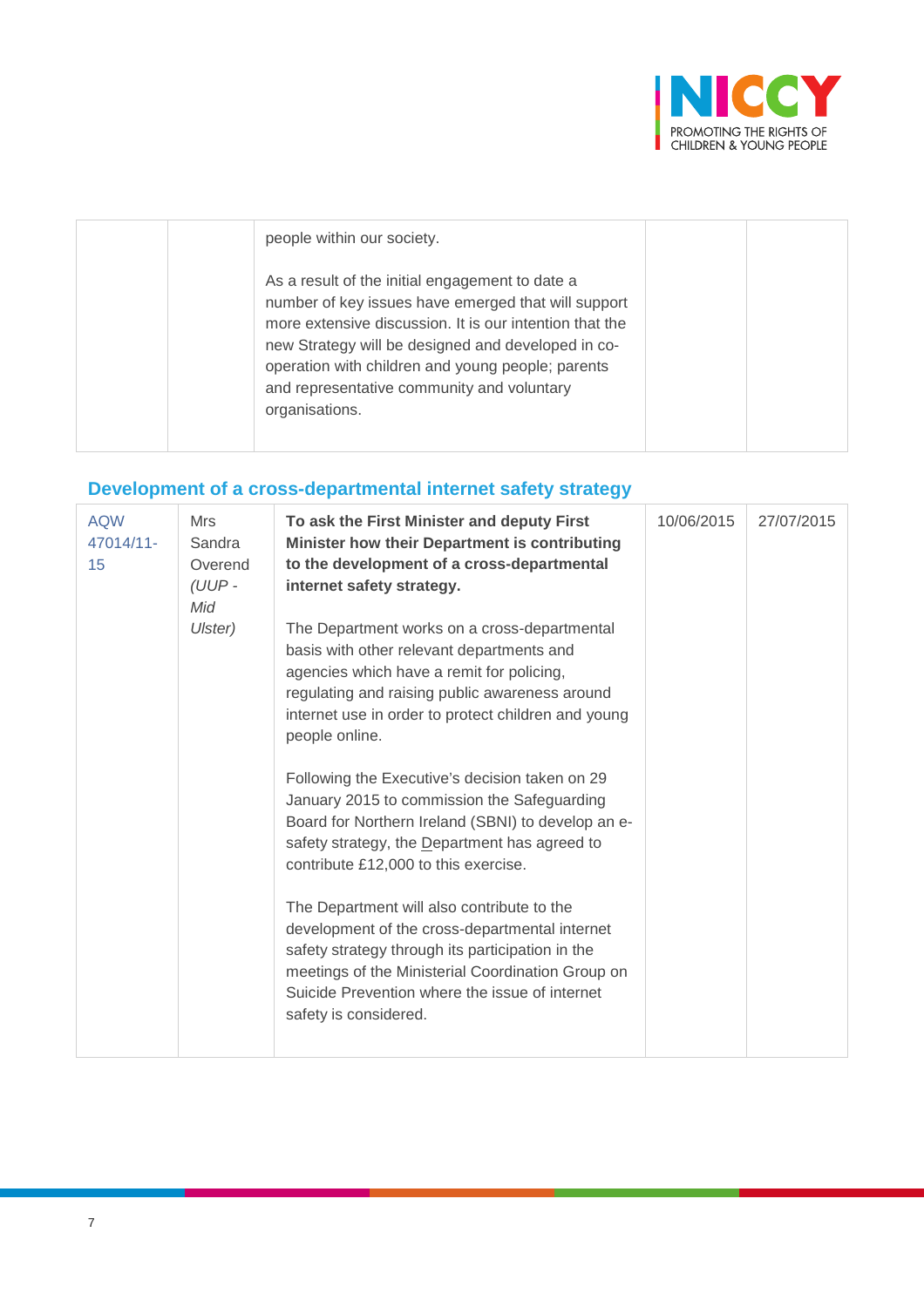| | | people within our society.<br><br>As a result of the initial engagement to date a number of key issues have emerged that will support more extensive discussion. It is our intention that the new Strategy will be designed and developed in co-operation with children and young people; parents and representative community and voluntary organisations. | | |
|---|---|---|---|---|

## Development of a cross-departmental internet safety strategy

| AQW 47014/11-15 | Mrs Sandra Overend *(UUP - Mid Ulster)* | **To ask the First Minister and deputy First Minister how their Department is contributing to the development of a cross-departmental internet safety strategy.**<br><br>The Department works on a cross-departmental basis with other relevant departments and agencies which have a remit for policing, regulating and raising public awareness around internet use in order to protect children and young people online.<br><br>Following the Executive's decision taken on 29 January 2015 to commission the Safeguarding Board for Northern Ireland (SBNI) to develop an e-safety strategy, the Department has agreed to contribute £12,000 to this exercise.<br><br>The Department will also contribute to the development of the cross-departmental internet safety strategy through its participation in the meetings of the Ministerial Coordination Group on Suicide Prevention where the issue of internet safety is considered. | 10/06/2015 | 27/07/2015 |
|---|---|---|---|---|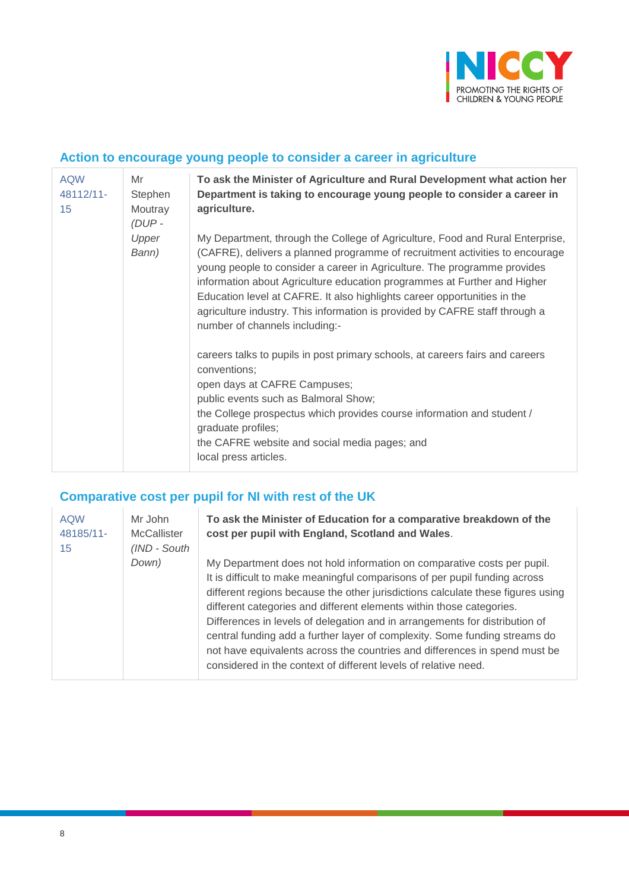## Action to encourage young people to consider a career in agriculture

| | | |
|---|---|---|
| AQW 48112/11-15 | Mr Stephen Moutray *(DUP - Upper Bann)* | **To ask the Minister of Agriculture and Rural Development what action her Department is taking to encourage young people to consider a career in agriculture.**<br><br>My Department, through the College of Agriculture, Food and Rural Enterprise, (CAFRE), delivers a planned programme of recruitment activities to encourage young people to consider a career in Agriculture. The programme provides information about Agriculture education programmes at Further and Higher Education level at CAFRE. It also highlights career opportunities in the agriculture industry. This information is provided by CAFRE staff through a number of channels including:-<br><br>careers talks to pupils in post primary schools, at careers fairs and careers conventions;<br>open days at CAFRE Campuses;<br>public events such as Balmoral Show;<br>the College prospectus which provides course information and student / graduate profiles;<br>the CAFRE website and social media pages; and<br>local press articles. |

## Comparative cost per pupil for NI with rest of the UK

| | | |
|---|---|---|
| AQW 48185/11-15 | Mr John McCallister *(IND - South Down)* | **To ask the Minister of Education for a comparative breakdown of the cost per pupil with England, Scotland and Wales**.<br><br>My Department does not hold information on comparative costs per pupil. It is difficult to make meaningful comparisons of per pupil funding across different regions because the other jurisdictions calculate these figures using different categories and different elements within those categories. Differences in levels of delegation and in arrangements for distribution of central funding add a further layer of complexity. Some funding streams do not have equivalents across the countries and differences in spend must be considered in the context of different levels of relative need. |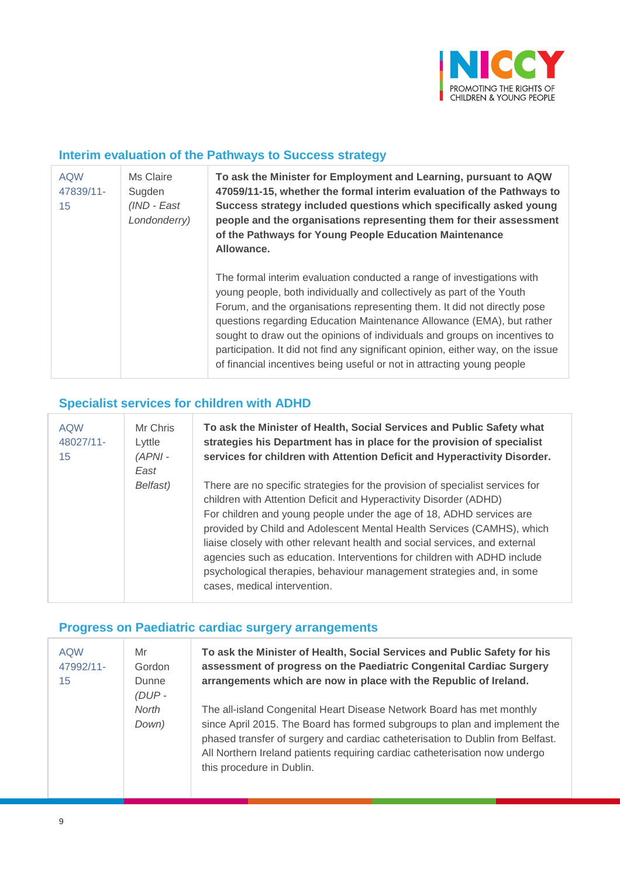## Interim evaluation of the Pathways to Success strategy

| | | |
|---|---|---|
| AQW 47839/11-15 | Ms Claire Sugden *(IND - East Londonderry)* | **To ask the Minister for Employment and Learning, pursuant to AQW 47059/11-15, whether the formal interim evaluation of the Pathways to Success strategy included questions which specifically asked young people and the organisations representing them for their assessment of the Pathways for Young People Education Maintenance Allowance.**<br><br>The formal interim evaluation conducted a range of investigations with young people, both individually and collectively as part of the Youth Forum, and the organisations representing them. It did not directly pose questions regarding Education Maintenance Allowance (EMA), but rather sought to draw out the opinions of individuals and groups on incentives to participation. It did not find any significant opinion, either way, on the issue of financial incentives being useful or not in attracting young people |

## Specialist services for children with ADHD

| | | |
|---|---|---|
| AQW 48027/11-15 | Mr Chris Lyttle *(APNI - East Belfast)* | **To ask the Minister of Health, Social Services and Public Safety what strategies his Department has in place for the provision of specialist services for children with Attention Deficit and Hyperactivity Disorder.**<br><br>There are no specific strategies for the provision of specialist services for children with Attention Deficit and Hyperactivity Disorder (ADHD)<br>For children and young people under the age of 18, ADHD services are provided by Child and Adolescent Mental Health Services (CAMHS), which liaise closely with other relevant health and social services, and external agencies such as education. Interventions for children with ADHD include psychological therapies, behaviour management strategies and, in some cases, medical intervention. |

## Progress on Paediatric cardiac surgery arrangements

| | | |
|---|---|---|
| AQW 47992/11-15 | Mr Gordon Dunne *(DUP - North Down)* | **To ask the Minister of Health, Social Services and Public Safety for his assessment of progress on the Paediatric Congenital Cardiac Surgery arrangements which are now in place with the Republic of Ireland.**<br><br>The all-island Congenital Heart Disease Network Board has met monthly since April 2015. The Board has formed subgroups to plan and implement the phased transfer of surgery and cardiac catheterisation to Dublin from Belfast. All Northern Ireland patients requiring cardiac catheterisation now undergo this procedure in Dublin. |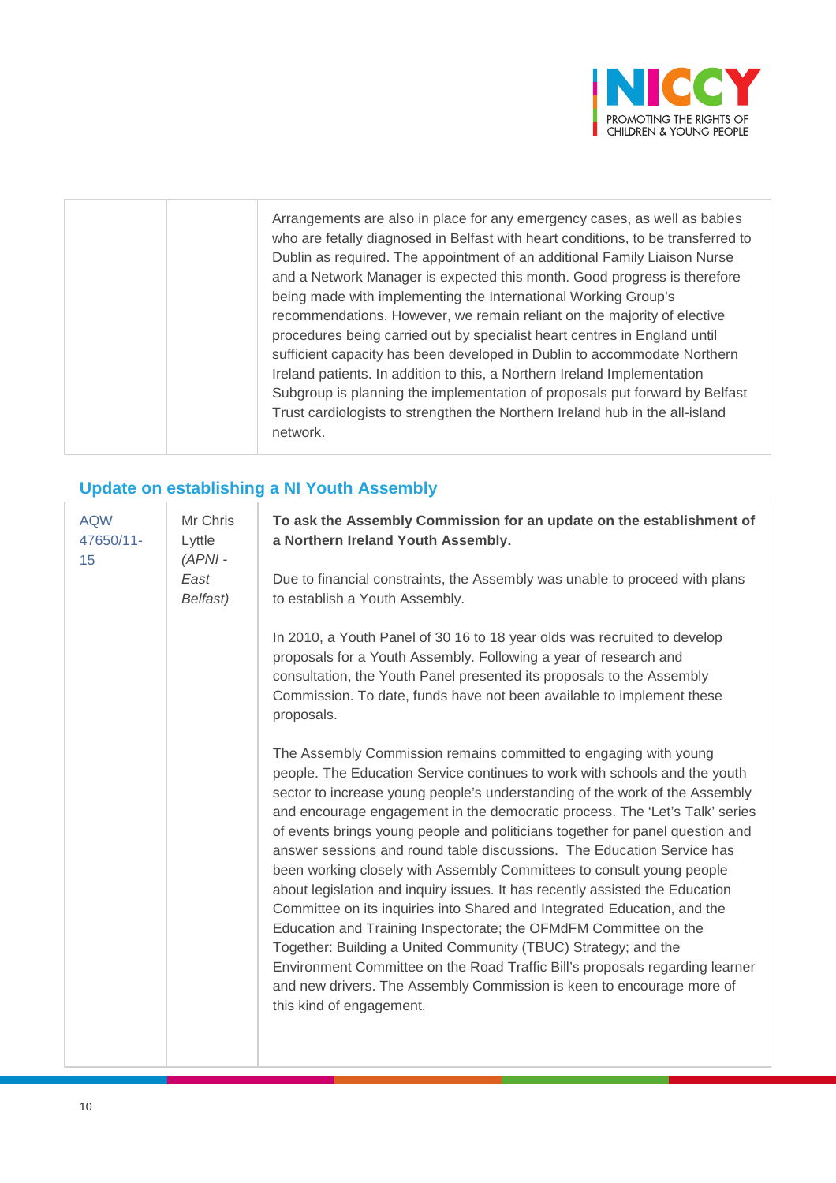| | | Arrangements are also in place for any emergency cases, as well as babies who are fetally diagnosed in Belfast with heart conditions, to be transferred to Dublin as required. The appointment of an additional Family Liaison Nurse and a Network Manager is expected this month. Good progress is therefore being made with implementing the International Working Group's recommendations. However, we remain reliant on the majority of elective procedures being carried out by specialist heart centres in England until sufficient capacity has been developed in Dublin to accommodate Northern Ireland patients. In addition to this, a Northern Ireland Implementation Subgroup is planning the implementation of proposals put forward by Belfast Trust cardiologists to strengthen the Northern Ireland hub in the all-island network. |
|---|---|---|

## Update on establishing a NI Youth Assembly

| AQW 47650/11-15 | Mr Chris Lyttle *(APNI - East Belfast)* | **To ask the Assembly Commission for an update on the establishment of a Northern Ireland Youth Assembly.**<br><br>Due to financial constraints, the Assembly was unable to proceed with plans to establish a Youth Assembly.<br><br>In 2010, a Youth Panel of 30 16 to 18 year olds was recruited to develop proposals for a Youth Assembly. Following a year of research and consultation, the Youth Panel presented its proposals to the Assembly Commission. To date, funds have not been available to implement these proposals.<br><br>The Assembly Commission remains committed to engaging with young people. The Education Service continues to work with schools and the youth sector to increase young people's understanding of the work of the Assembly and encourage engagement in the democratic process. The 'Let's Talk' series of events brings young people and politicians together for panel question and answer sessions and round table discussions. The Education Service has been working closely with Assembly Committees to consult young people about legislation and inquiry issues. It has recently assisted the Education Committee on its inquiries into Shared and Integrated Education, and the Education and Training Inspectorate; the OFMdFM Committee on the Together: Building a United Community (TBUC) Strategy; and the Environment Committee on the Road Traffic Bill's proposals regarding learner and new drivers. The Assembly Commission is keen to encourage more of this kind of engagement. |
|---|---|---|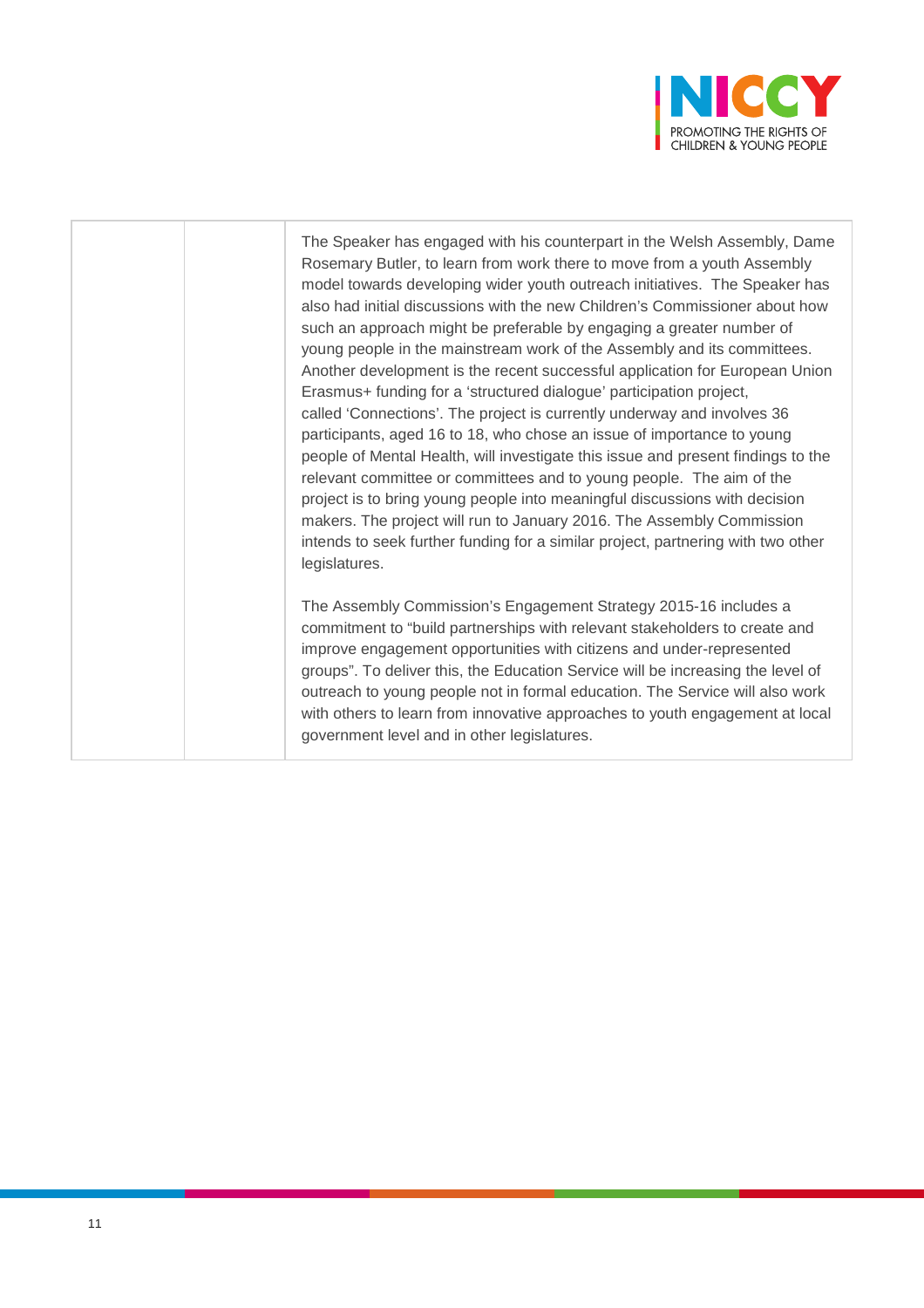| | | |
|---|---|---|
| | | The Speaker has engaged with his counterpart in the Welsh Assembly, Dame Rosemary Butler, to learn from work there to move from a youth Assembly model towards developing wider youth outreach initiatives. The Speaker has also had initial discussions with the new Children's Commissioner about how such an approach might be preferable by engaging a greater number of young people in the mainstream work of the Assembly and its committees. Another development is the recent successful application for European Union Erasmus+ funding for a 'structured dialogue' participation project, called 'Connections'. The project is currently underway and involves 36 participants, aged 16 to 18, who chose an issue of importance to young people of Mental Health, will investigate this issue and present findings to the relevant committee or committees and to young people. The aim of the project is to bring young people into meaningful discussions with decision makers. The project will run to January 2016. The Assembly Commission intends to seek further funding for a similar project, partnering with two other legislatures.<br><br>The Assembly Commission's Engagement Strategy 2015-16 includes a commitment to "build partnerships with relevant stakeholders to create and improve engagement opportunities with citizens and under-represented groups". To deliver this, the Education Service will be increasing the level of outreach to young people not in formal education. The Service will also work with others to learn from innovative approaches to youth engagement at local government level and in other legislatures. |